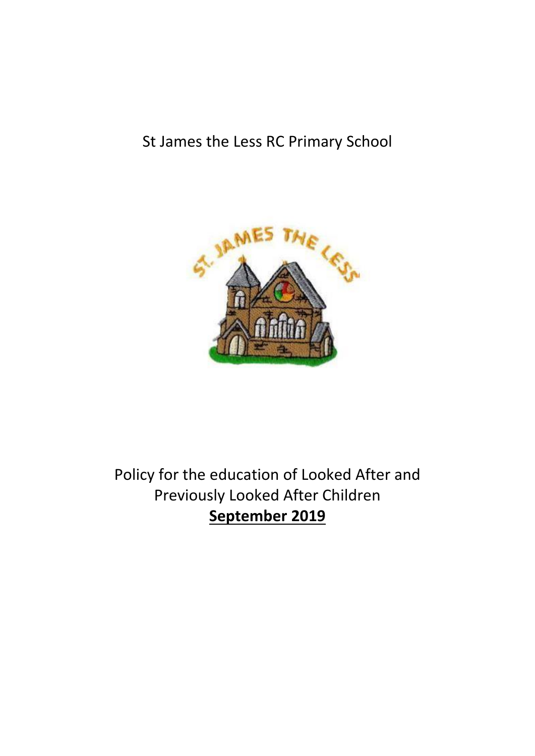St James the Less RC Primary School

# Policy for the education of Looked After and Previously Looked After Children

**September 2019**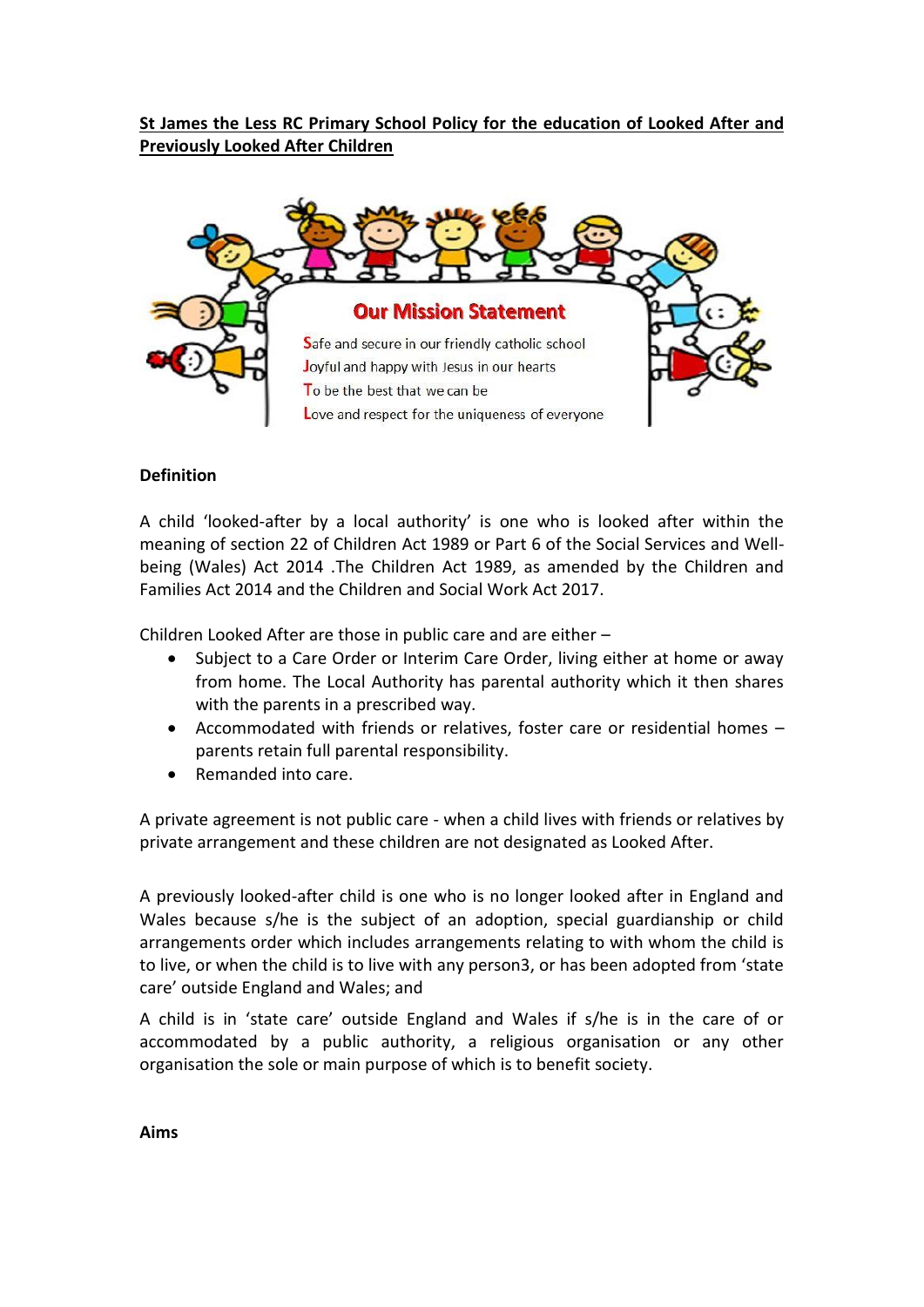**St James the Less RC Primary School Policy for the education of Looked After and Previously Looked After Children**

**Our Mission Statement**

**S**afe and secure in our friendly catholic school
**J**oyful and happy with Jesus in our hearts
**T**o be the best that we can be
**L**ove and respect for the uniqueness of everyone

**Definition**

A child 'looked-after by a local authority' is one who is looked after within the meaning of section 22 of Children Act 1989 or Part 6 of the Social Services and Well-being (Wales) Act 2014 .The Children Act 1989, as amended by the Children and Families Act 2014 and the Children and Social Work Act 2017.

Children Looked After are those in public care and are either –

- Subject to a Care Order or Interim Care Order, living either at home or away from home. The Local Authority has parental authority which it then shares with the parents in a prescribed way.
- Accommodated with friends or relatives, foster care or residential homes – parents retain full parental responsibility.
- Remanded into care.

A private agreement is not public care - when a child lives with friends or relatives by private arrangement and these children are not designated as Looked After.

A previously looked-after child is one who is no longer looked after in England and Wales because s/he is the subject of an adoption, special guardianship or child arrangements order which includes arrangements relating to with whom the child is to live, or when the child is to live with any person3, or has been adopted from 'state care' outside England and Wales; and

A child is in 'state care' outside England and Wales if s/he is in the care of or accommodated by a public authority, a religious organisation or any other organisation the sole or main purpose of which is to benefit society.

**Aims**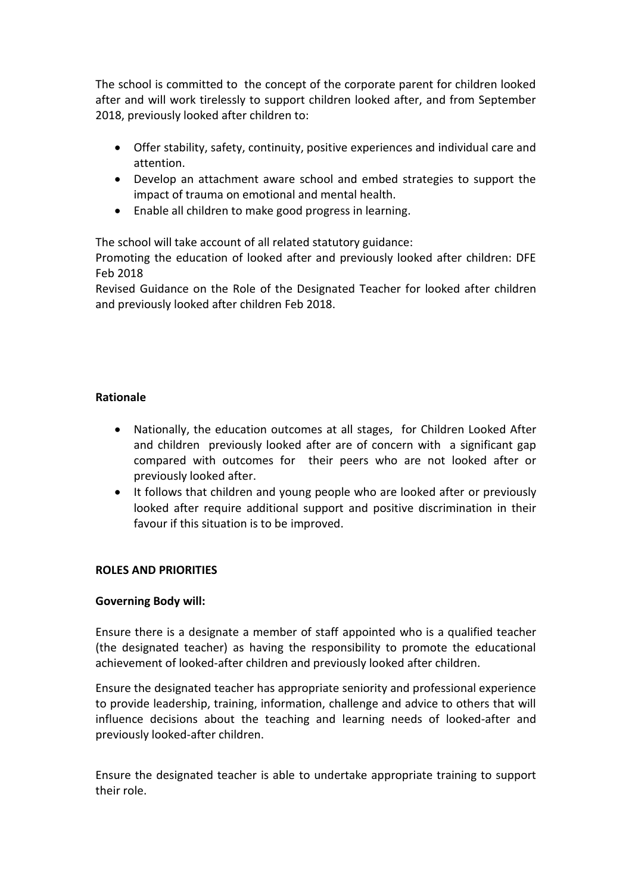The school is committed to the concept of the corporate parent for children looked after and will work tirelessly to support children looked after, and from September 2018, previously looked after children to:

- Offer stability, safety, continuity, positive experiences and individual care and attention.
- Develop an attachment aware school and embed strategies to support the impact of trauma on emotional and mental health.
- Enable all children to make good progress in learning.

The school will take account of all related statutory guidance:
Promoting the education of looked after and previously looked after children: DFE Feb 2018
Revised Guidance on the Role of the Designated Teacher for looked after children and previously looked after children Feb 2018.

**Rationale**

- Nationally, the education outcomes at all stages, for Children Looked After and children previously looked after are of concern with a significant gap compared with outcomes for their peers who are not looked after or previously looked after.
- It follows that children and young people who are looked after or previously looked after require additional support and positive discrimination in their favour if this situation is to be improved.

**ROLES AND PRIORITIES**

**Governing Body will:**

Ensure there is a designate a member of staff appointed who is a qualified teacher (the designated teacher) as having the responsibility to promote the educational achievement of looked-after children and previously looked after children.

Ensure the designated teacher has appropriate seniority and professional experience to provide leadership, training, information, challenge and advice to others that will influence decisions about the teaching and learning needs of looked-after and previously looked-after children.

Ensure the designated teacher is able to undertake appropriate training to support their role.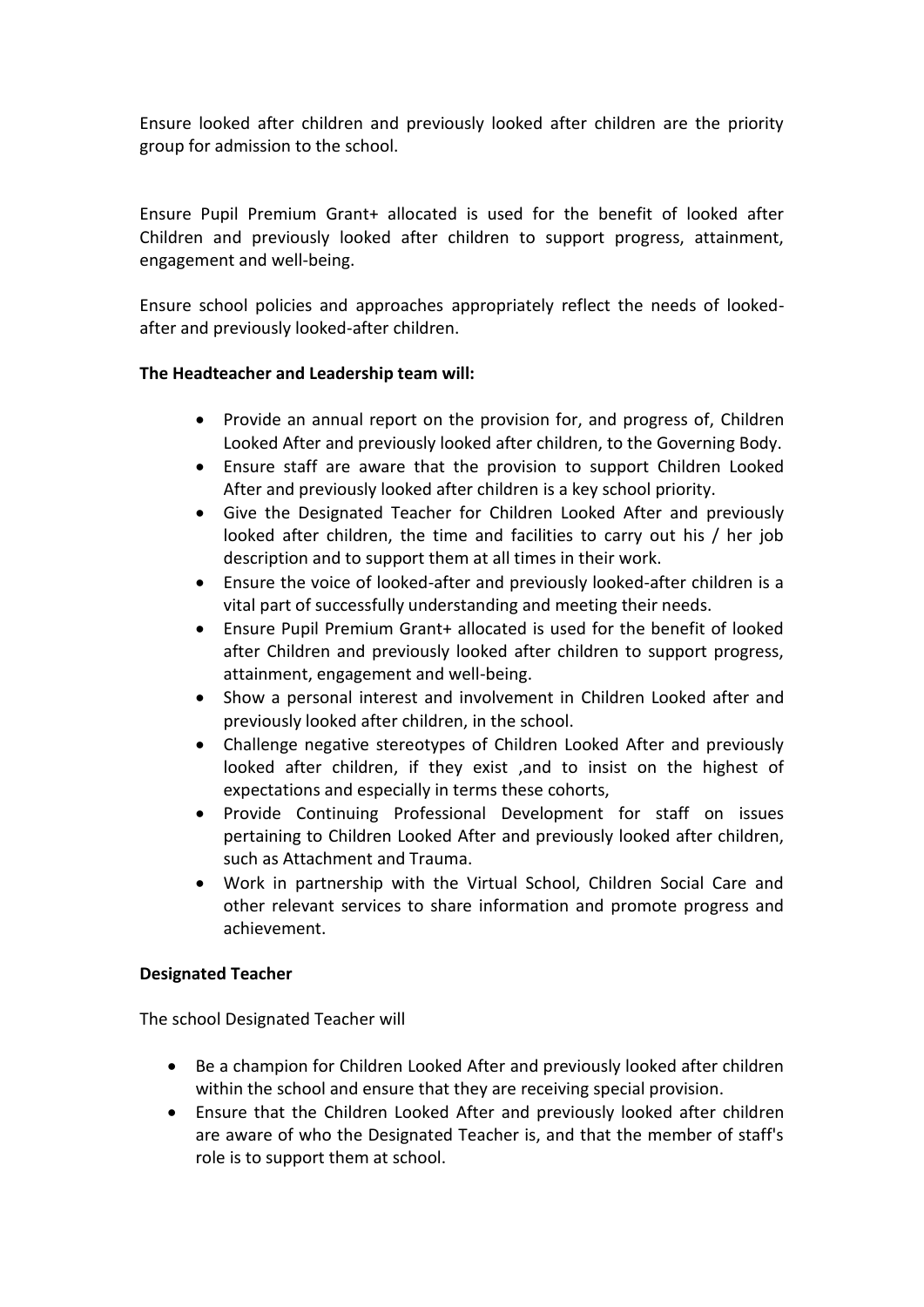Ensure looked after children and previously looked after children are the priority group for admission to the school.

Ensure Pupil Premium Grant+ allocated is used for the benefit of looked after Children and previously looked after children to support progress, attainment, engagement and well-being.

Ensure school policies and approaches appropriately reflect the needs of looked-after and previously looked-after children.

**The Headteacher and Leadership team will:**

- Provide an annual report on the provision for, and progress of, Children Looked After and previously looked after children, to the Governing Body.
- Ensure staff are aware that the provision to support Children Looked After and previously looked after children is a key school priority.
- Give the Designated Teacher for Children Looked After and previously looked after children, the time and facilities to carry out his / her job description and to support them at all times in their work.
- Ensure the voice of looked-after and previously looked-after children is a vital part of successfully understanding and meeting their needs.
- Ensure Pupil Premium Grant+ allocated is used for the benefit of looked after Children and previously looked after children to support progress, attainment, engagement and well-being.
- Show a personal interest and involvement in Children Looked after and previously looked after children, in the school.
- Challenge negative stereotypes of Children Looked After and previously looked after children, if they exist ,and to insist on the highest of expectations and especially in terms these cohorts,
- Provide Continuing Professional Development for staff on issues pertaining to Children Looked After and previously looked after children, such as Attachment and Trauma.
- Work in partnership with the Virtual School, Children Social Care and other relevant services to share information and promote progress and achievement.

**Designated Teacher**

The school Designated Teacher will

- Be a champion for Children Looked After and previously looked after children within the school and ensure that they are receiving special provision.
- Ensure that the Children Looked After and previously looked after children are aware of who the Designated Teacher is, and that the member of staff's role is to support them at school.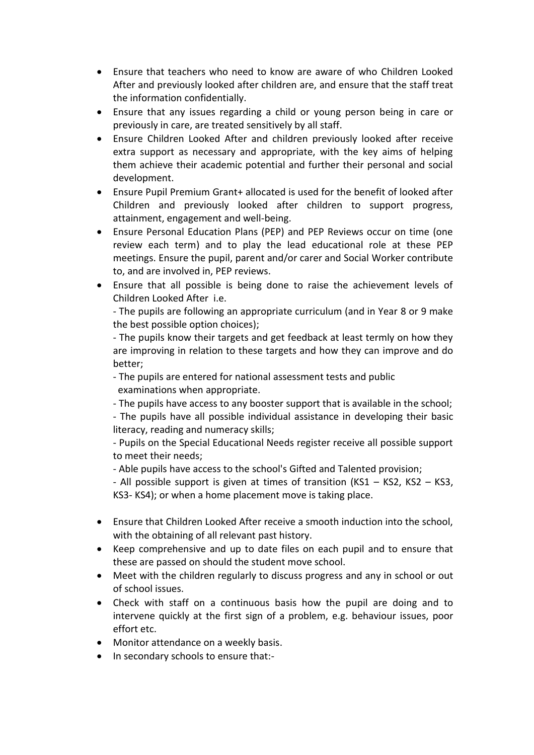- Ensure that teachers who need to know are aware of who Children Looked After and previously looked after children are, and ensure that the staff treat the information confidentially.
- Ensure that any issues regarding a child or young person being in care or previously in care, are treated sensitively by all staff.
- Ensure Children Looked After and children previously looked after receive extra support as necessary and appropriate, with the key aims of helping them achieve their academic potential and further their personal and social development.
- Ensure Pupil Premium Grant+ allocated is used for the benefit of looked after Children and previously looked after children to support progress, attainment, engagement and well-being.
- Ensure Personal Education Plans (PEP) and PEP Reviews occur on time (one review each term) and to play the lead educational role at these PEP meetings. Ensure the pupil, parent and/or carer and Social Worker contribute to, and are involved in, PEP reviews.
- Ensure that all possible is being done to raise the achievement levels of Children Looked After i.e.

  - The pupils are following an appropriate curriculum (and in Year 8 or 9 make the best possible option choices);

  - The pupils know their targets and get feedback at least termly on how they are improving in relation to these targets and how they can improve and do better;

  - The pupils are entered for national assessment tests and public examinations when appropriate.

  - The pupils have access to any booster support that is available in the school;

  - The pupils have all possible individual assistance in developing their basic literacy, reading and numeracy skills;

  - Pupils on the Special Educational Needs register receive all possible support to meet their needs;

  - Able pupils have access to the school's Gifted and Talented provision;

  - All possible support is given at times of transition (KS1 – KS2, KS2 – KS3, KS3- KS4); or when a home placement move is taking place.

- Ensure that Children Looked After receive a smooth induction into the school, with the obtaining of all relevant past history.
- Keep comprehensive and up to date files on each pupil and to ensure that these are passed on should the student move school.
- Meet with the children regularly to discuss progress and any in school or out of school issues.
- Check with staff on a continuous basis how the pupil are doing and to intervene quickly at the first sign of a problem, e.g. behaviour issues, poor effort etc.
- Monitor attendance on a weekly basis.
- In secondary schools to ensure that:-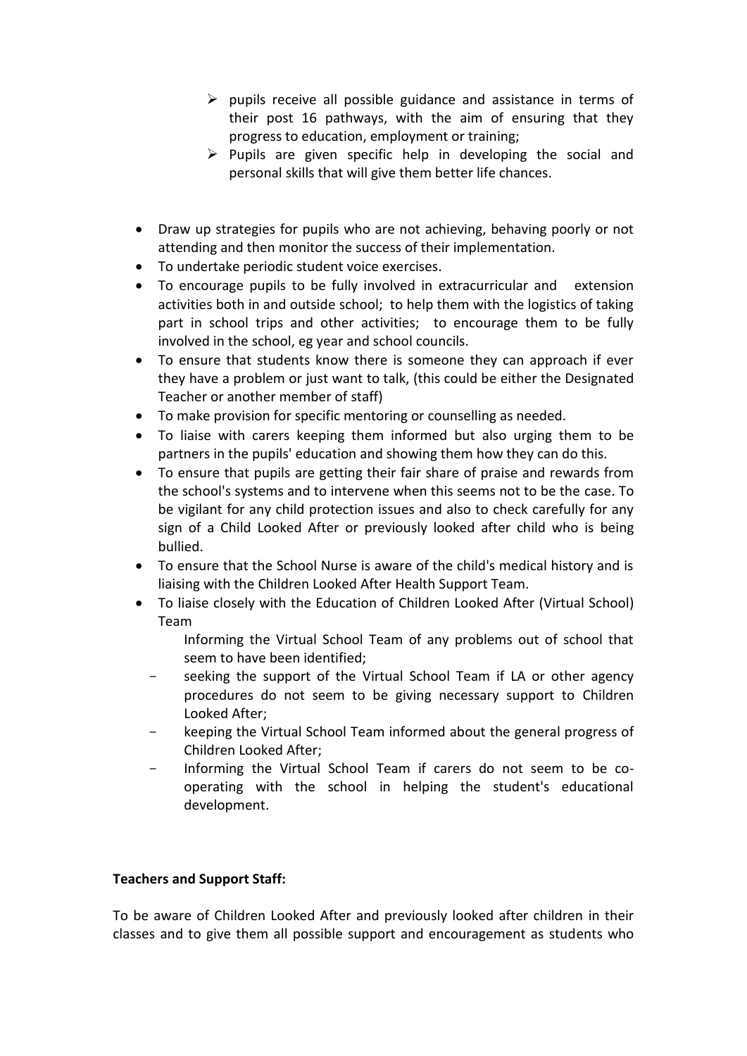- pupils receive all possible guidance and assistance in terms of their post 16 pathways, with the aim of ensuring that they progress to education, employment or training;
  - Pupils are given specific help in developing the social and personal skills that will give them better life chances.

- Draw up strategies for pupils who are not achieving, behaving poorly or not attending and then monitor the success of their implementation.
- To undertake periodic student voice exercises.
- To encourage pupils to be fully involved in extracurricular and extension activities both in and outside school; to help them with the logistics of taking part in school trips and other activities; to encourage them to be fully involved in the school, eg year and school councils.
- To ensure that students know there is someone they can approach if ever they have a problem or just want to talk, (this could be either the Designated Teacher or another member of staff)
- To make provision for specific mentoring or counselling as needed.
- To liaise with carers keeping them informed but also urging them to be partners in the pupils' education and showing them how they can do this.
- To ensure that pupils are getting their fair share of praise and rewards from the school's systems and to intervene when this seems not to be the case. To be vigilant for any child protection issues and also to check carefully for any sign of a Child Looked After or previously looked after child who is being bullied.
- To ensure that the School Nurse is aware of the child's medical history and is liaising with the Children Looked After Health Support Team.
- To liaise closely with the Education of Children Looked After (Virtual School) Team
  - Informing the Virtual School Team of any problems out of school that seem to have been identified;
  - seeking the support of the Virtual School Team if LA or other agency procedures do not seem to be giving necessary support to Children Looked After;
  - keeping the Virtual School Team informed about the general progress of Children Looked After;
  - Informing the Virtual School Team if carers do not seem to be co-operating with the school in helping the student's educational development.

**Teachers and Support Staff:**

To be aware of Children Looked After and previously looked after children in their classes and to give them all possible support and encouragement as students who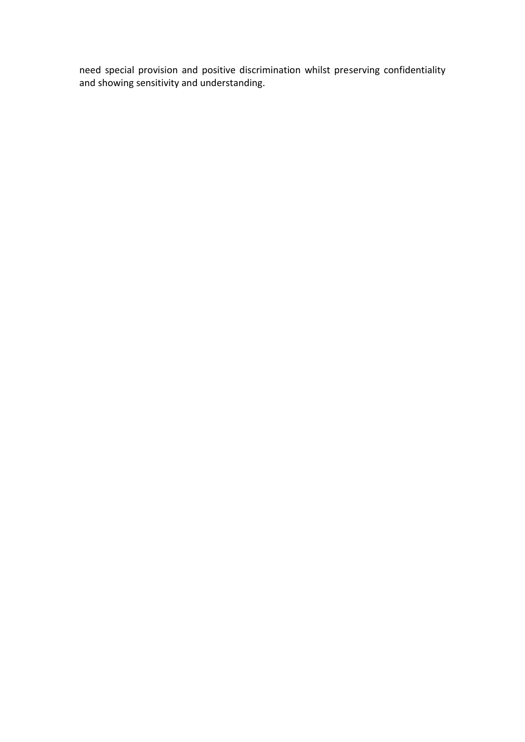need special provision and positive discrimination whilst preserving confidentiality and showing sensitivity and understanding.